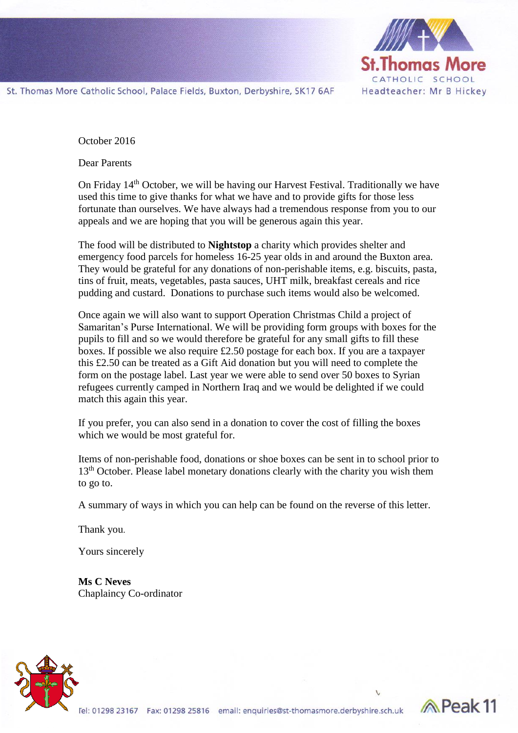St. Thomas More Catholic School, Palace Fields, Buxton, Derbyshire, SK17 6AF

St.Thomas More CATHOLIC SCHOOL

Headteacher: Mr B Hickey

October 2016

Dear Parents

On Friday 14th October, we will be having our Harvest Festival. Traditionally we have used this time to give thanks for what we have and to provide gifts for those less fortunate than ourselves. We have always had a tremendous response from you to our appeals and we are hoping that you will be generous again this year.

The food will be distributed to **Nightstop** a charity which provides shelter and emergency food parcels for homeless 16-25 year olds in and around the Buxton area. They would be grateful for any donations of non-perishable items, e.g. biscuits, pasta, tins of fruit, meats, vegetables, pasta sauces, UHT milk, breakfast cereals and rice pudding and custard. Donations to purchase such items would also be welcomed.

Once again we will also want to support Operation Christmas Child a project of Samaritan's Purse International. We will be providing form groups with boxes for the pupils to fill and so we would therefore be grateful for any small gifts to fill these boxes. If possible we also require £2.50 postage for each box. If you are a taxpayer this £2.50 can be treated as a Gift Aid donation but you will need to complete the form on the postage label. Last year we were able to send over 50 boxes to Syrian refugees currently camped in Northern Iraq and we would be delighted if we could match this again this year.

If you prefer, you can also send in a donation to cover the cost of filling the boxes which we would be most grateful for.

Items of non-perishable food, donations or shoe boxes can be sent in to school prior to 13th October. Please label monetary donations clearly with the charity you wish them to go to.

A summary of ways in which you can help can be found on the reverse of this letter.

Thank you.

Yours sincerely

**Ms C Neves**
Chaplaincy Co-ordinator

Tel: 01298 23167 Fax: 01298 25816 email: enquiries@st-thomasmore.derbyshire.sch.uk

Peak 11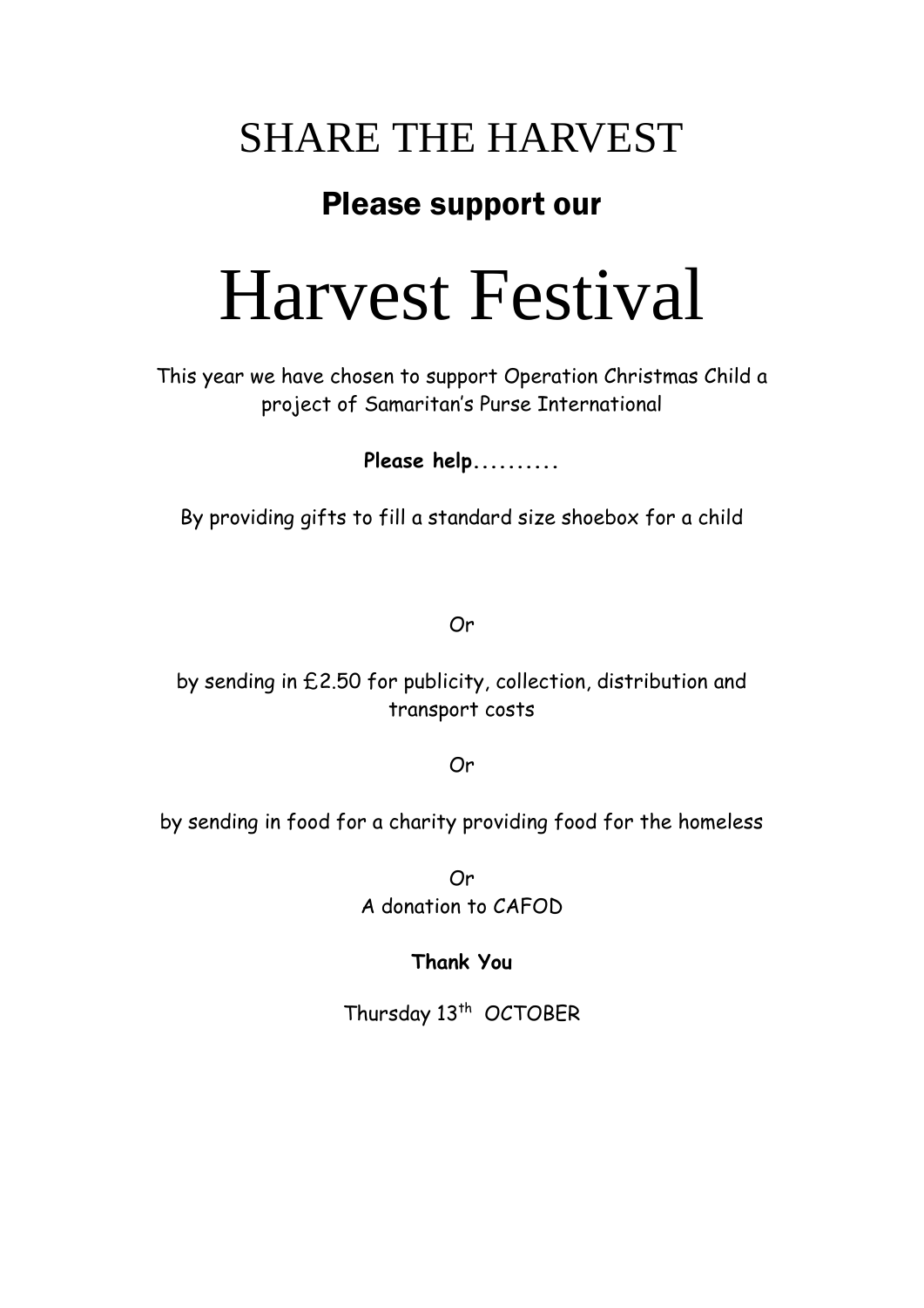# SHARE THE HARVEST

## Please support our

# Harvest Festival

This year we have chosen to support Operation Christmas Child a project of Samaritan's Purse International

**Please help..........**

By providing gifts to fill a standard size shoebox for a child

Or

by sending in £2.50 for publicity, collection, distribution and transport costs

Or

by sending in food for a charity providing food for the homeless

Or

A donation to CAFOD

**Thank You**

Thursday 13th OCTOBER